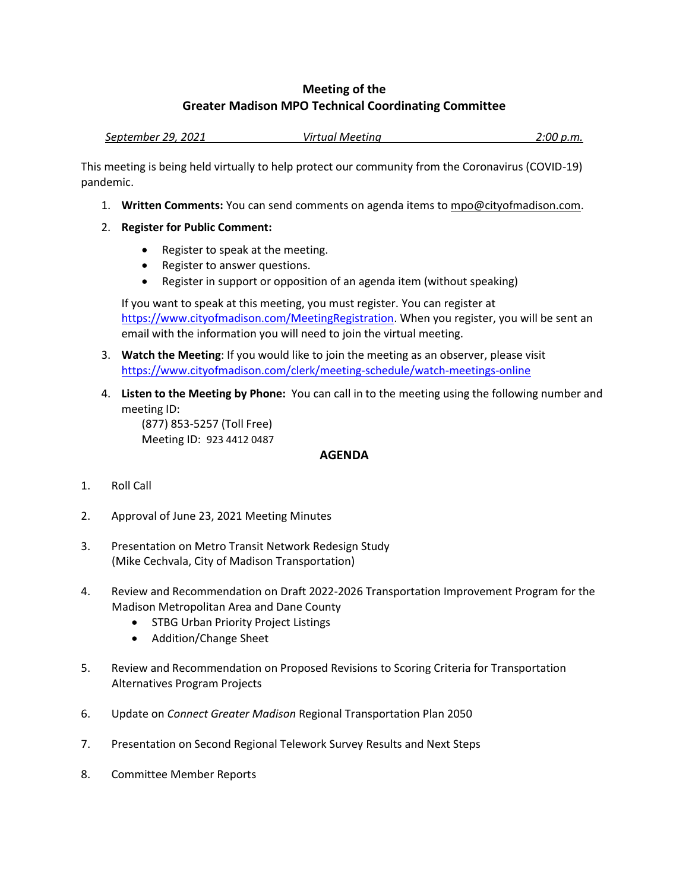# Meeting of the
# Greater Madison MPO Technical Coordinating Committee

*September 29, 2021* *Virtual Meeting* *2:00 p.m.*

This meeting is being held virtually to help protect our community from the Coronavirus (COVID-19) pandemic.

1. **Written Comments:** You can send comments on agenda items to mpo@cityofmadison.com.
2. **Register for Public Comment:**
   - Register to speak at the meeting.
   - Register to answer questions.
   - Register in support or opposition of an agenda item (without speaking)

   If you want to speak at this meeting, you must register. You can register at https://www.cityofmadison.com/MeetingRegistration. When you register, you will be sent an email with the information you will need to join the virtual meeting.
3. **Watch the Meeting**: If you would like to join the meeting as an observer, please visit https://www.cityofmadison.com/clerk/meeting-schedule/watch-meetings-online
4. **Listen to the Meeting by Phone:** You can call in to the meeting using the following number and meeting ID:
   (877) 853-5257 (Toll Free)
   Meeting ID: 923 4412 0487

## AGENDA

1. Roll Call
2. Approval of June 23, 2021 Meeting Minutes
3. Presentation on Metro Transit Network Redesign Study
   (Mike Cechvala, City of Madison Transportation)
4. Review and Recommendation on Draft 2022-2026 Transportation Improvement Program for the Madison Metropolitan Area and Dane County
   - STBG Urban Priority Project Listings
   - Addition/Change Sheet
5. Review and Recommendation on Proposed Revisions to Scoring Criteria for Transportation Alternatives Program Projects
6. Update on *Connect Greater Madison* Regional Transportation Plan 2050
7. Presentation on Second Regional Telework Survey Results and Next Steps
8. Committee Member Reports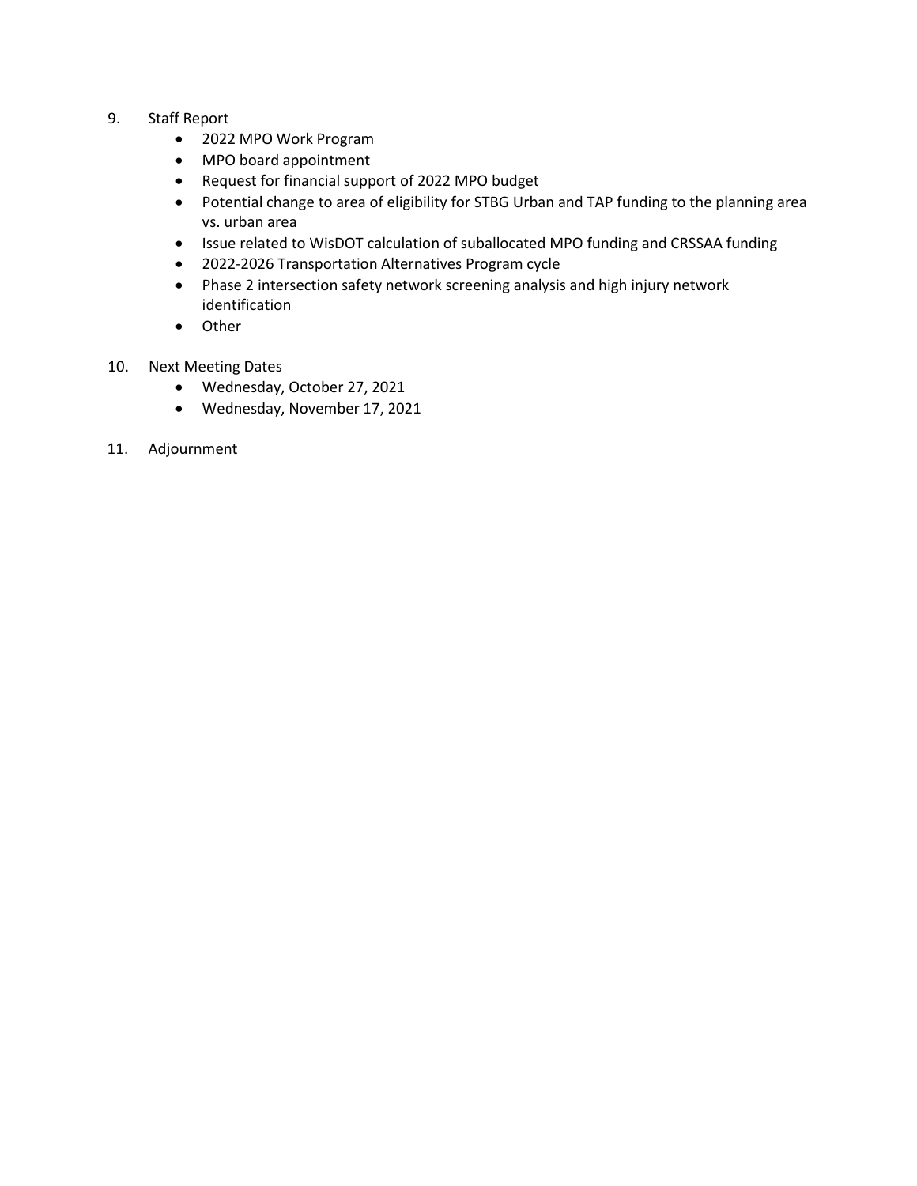9. Staff Report
   - 2022 MPO Work Program
   - MPO board appointment
   - Request for financial support of 2022 MPO budget
   - Potential change to area of eligibility for STBG Urban and TAP funding to the planning area vs. urban area
   - Issue related to WisDOT calculation of suballocated MPO funding and CRSSAA funding
   - 2022-2026 Transportation Alternatives Program cycle
   - Phase 2 intersection safety network screening analysis and high injury network identification
   - Other

10. Next Meeting Dates
    - Wednesday, October 27, 2021
    - Wednesday, November 17, 2021

11. Adjournment